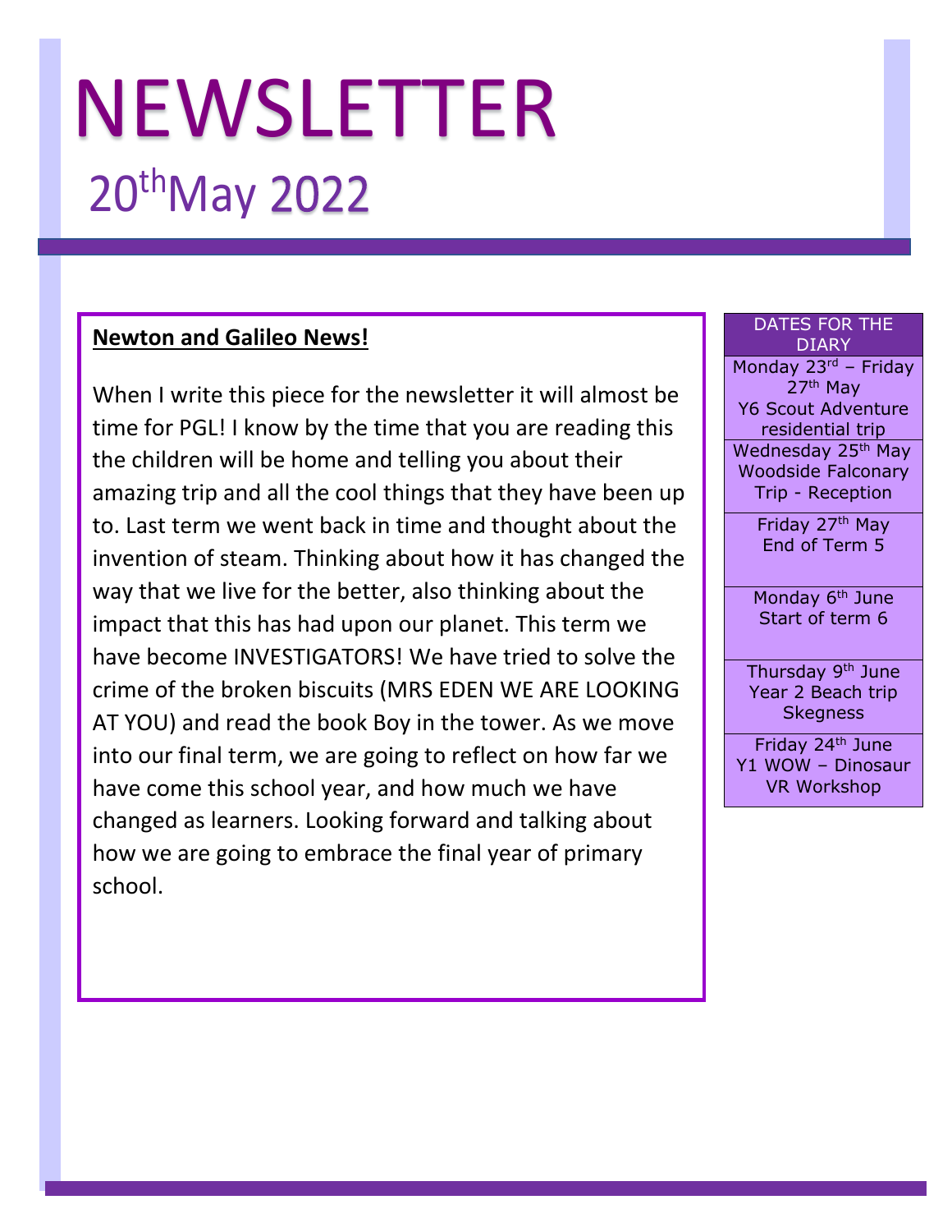# NEWSLETTER

## 20th May 2022

**Newton and Galileo News!**

When I write this piece for the newsletter it will almost be time for PGL! I know by the time that you are reading this the children will be home and telling you about their amazing trip and all the cool things that they have been up to. Last term we went back in time and thought about the invention of steam. Thinking about how it has changed the way that we live for the better, also thinking about the impact that this has had upon our planet. This term we have become INVESTIGATORS! We have tried to solve the crime of the broken biscuits (MRS EDEN WE ARE LOOKING AT YOU) and read the book Boy in the tower. As we move into our final term, we are going to reflect on how far we have come this school year, and how much we have changed as learners. Looking forward and talking about how we are going to embrace the final year of primary school.

| DATES FOR THE DIARY |
| --- |
| Monday 23rd – Friday 27th May<br>Y6 Scout Adventure residential trip |
| Wednesday 25th May<br>Woodside Falconary Trip - Reception |
| Friday 27th May<br>End of Term 5 |
| Monday 6th June<br>Start of term 6 |
| Thursday 9th June<br>Year 2 Beach trip Skegness |
| Friday 24th June<br>Y1 WOW – Dinosaur VR Workshop |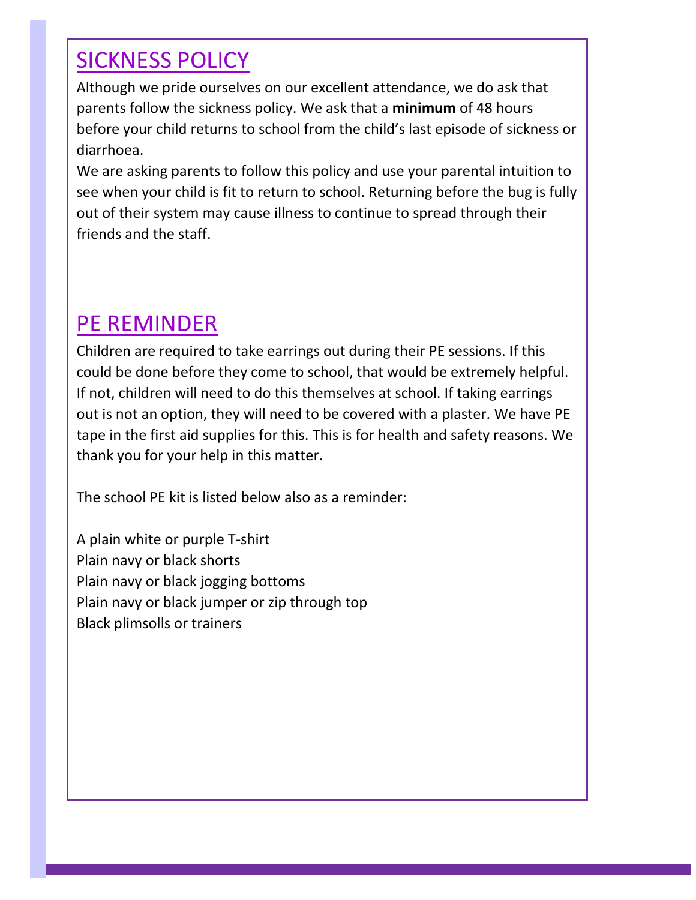## SICKNESS POLICY

Although we pride ourselves on our excellent attendance, we do ask that parents follow the sickness policy. We ask that a **minimum** of 48 hours before your child returns to school from the child's last episode of sickness or diarrhoea.

We are asking parents to follow this policy and use your parental intuition to see when your child is fit to return to school. Returning before the bug is fully out of their system may cause illness to continue to spread through their friends and the staff.

## PE REMINDER

Children are required to take earrings out during their PE sessions. If this could be done before they come to school, that would be extremely helpful. If not, children will need to do this themselves at school. If taking earrings out is not an option, they will need to be covered with a plaster. We have PE tape in the first aid supplies for this. This is for health and safety reasons. We thank you for your help in this matter.

The school PE kit is listed below also as a reminder:

A plain white or purple T-shirt
Plain navy or black shorts
Plain navy or black jogging bottoms
Plain navy or black jumper or zip through top
Black plimsolls or trainers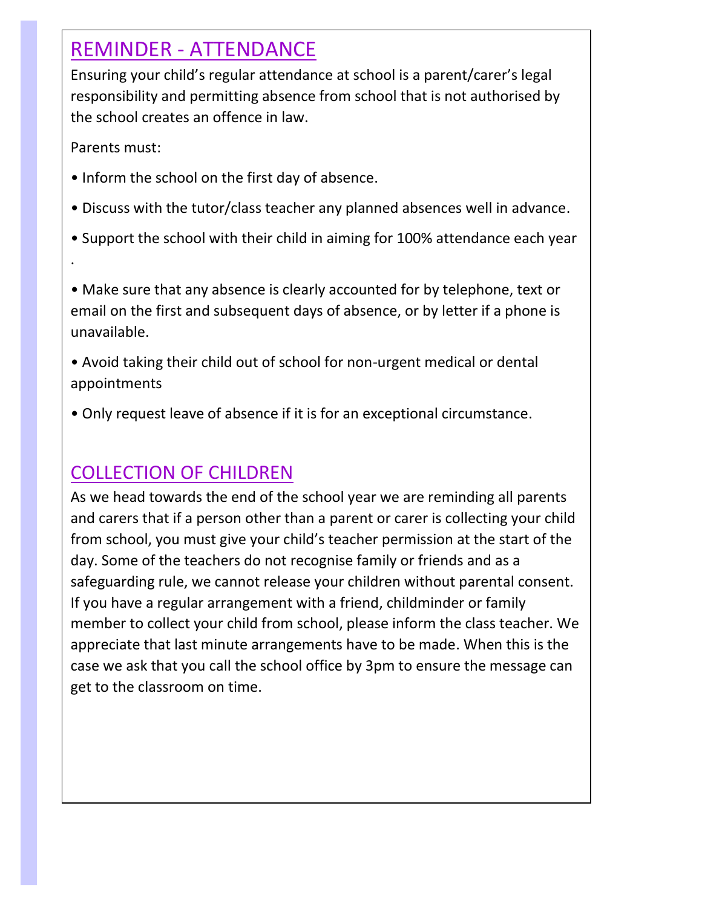## REMINDER - ATTENDANCE

Ensuring your child's regular attendance at school is a parent/carer's legal responsibility and permitting absence from school that is not authorised by the school creates an offence in law.

Parents must:

- Inform the school on the first day of absence.
- Discuss with the tutor/class teacher any planned absences well in advance.
- Support the school with their child in aiming for 100% attendance each year .
- Make sure that any absence is clearly accounted for by telephone, text or email on the first and subsequent days of absence, or by letter if a phone is unavailable.
- Avoid taking their child out of school for non-urgent medical or dental appointments
- Only request leave of absence if it is for an exceptional circumstance.

## COLLECTION OF CHILDREN

As we head towards the end of the school year we are reminding all parents and carers that if a person other than a parent or carer is collecting your child from school, you must give your child's teacher permission at the start of the day. Some of the teachers do not recognise family or friends and as a safeguarding rule, we cannot release your children without parental consent. If you have a regular arrangement with a friend, childminder or family member to collect your child from school, please inform the class teacher. We appreciate that last minute arrangements have to be made. When this is the case we ask that you call the school office by 3pm to ensure the message can get to the classroom on time.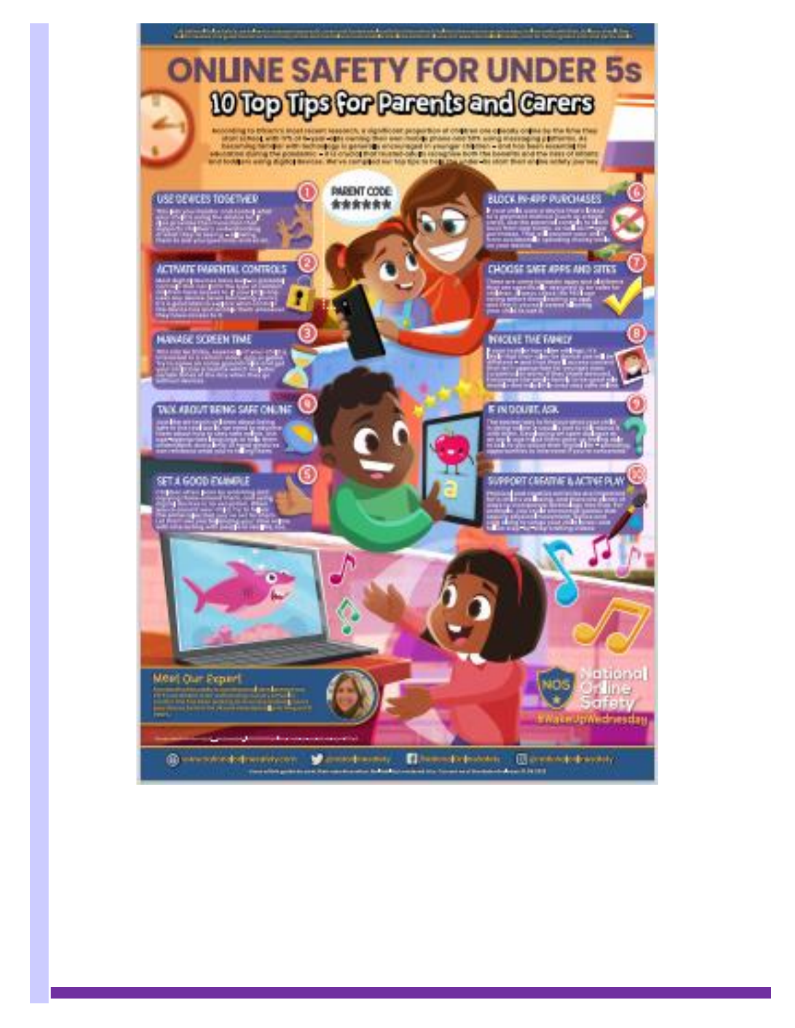# ONLINE SAFETY FOR UNDER 5s

## 10 Top Tips for Parents and Carers

### 1 USE DEVICES TOGETHER

### 2 ACTIVATE PARENTAL CONTROLS

### 3 MANAGE SCREEN TIME

### 4 TALK ABOUT BEING SAFE ONLINE

### 5 SET A GOOD EXAMPLE

### 6 BLOCK IN-APP PURCHASES

### 7 CHOOSE SAFE APPS AND SITES

### 8 INVOLVE THE FAMILY

### 9 IF IN DOUBT, ASK

### 10 SUPPORT CREATIVE & ACTIVE PLAY

### Meet Our Expert

National Online Safety

#WakeUpWednesday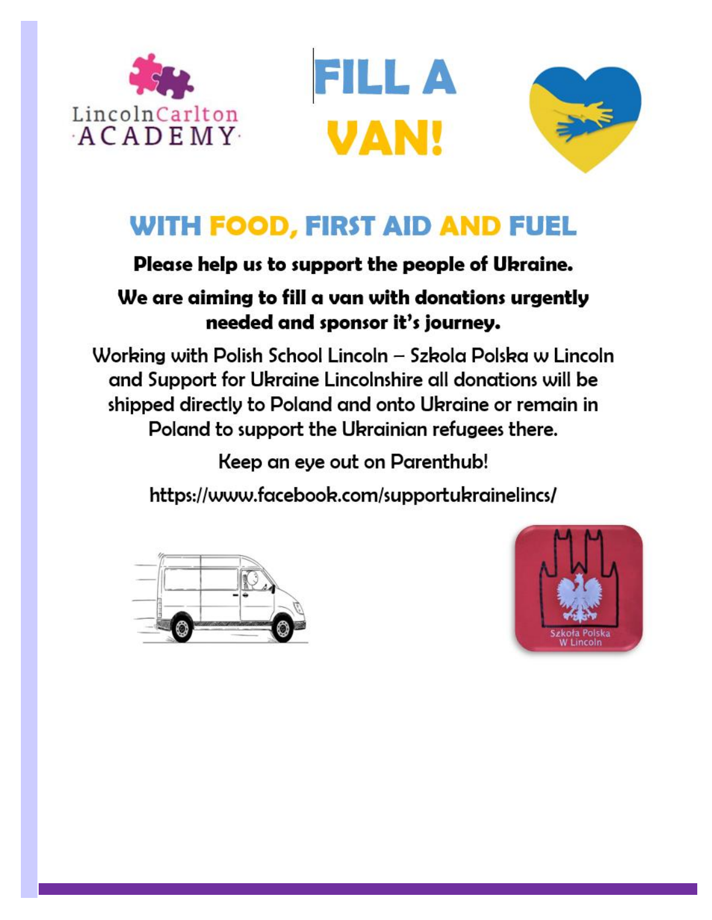LincolnCarlton ACADEMY

# FILL A VAN!

## WITH FOOD, FIRST AID AND FUEL

**Please help us to support the people of Ukraine.**

**We are aiming to fill a van with donations urgently needed and sponsor it's journey.**

Working with Polish School Lincoln – Szkola Polska w Lincoln and Support for Ukraine Lincolnshire all donations will be shipped directly to Poland and onto Ukraine or remain in Poland to support the Ukrainian refugees there.

Keep an eye out on Parenthub!

https://www.facebook.com/supportukrainelincs/

Szkoła Polska W Lincoln